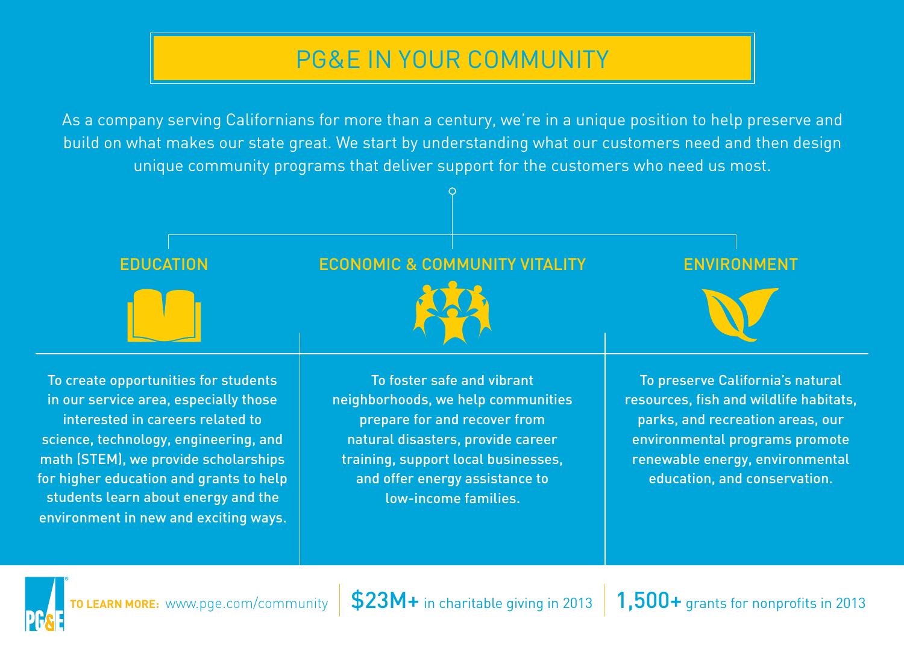# PG&E IN YOUR COMMUNITY

As a company serving Californians for more than a century, we're in a unique position to help preserve and build on what makes our state great. We start by understanding what our customers need and then design unique community programs that deliver support for the customers who need us most.

## EDUCATION

To create opportunities for students in our service area, especially those interested in careers related to science, technology, engineering, and math (STEM), we provide scholarships for higher education and grants to help students learn about energy and the environment in new and exciting ways.

## ECONOMIC & COMMUNITY VITALITY

To foster safe and vibrant neighborhoods, we help communities prepare for and recover from natural disasters, provide career training, support local businesses, and offer energy assistance to low-income families.

## ENVIRONMENT

To preserve California's natural resources, fish and wildlife habitats, parks, and recreation areas, our environmental programs promote renewable energy, environmental education, and conservation.

**TO LEARN MORE:** www.pge.com/community

**$23M+** in charitable giving in 2013

**1,500+** grants for nonprofits in 2013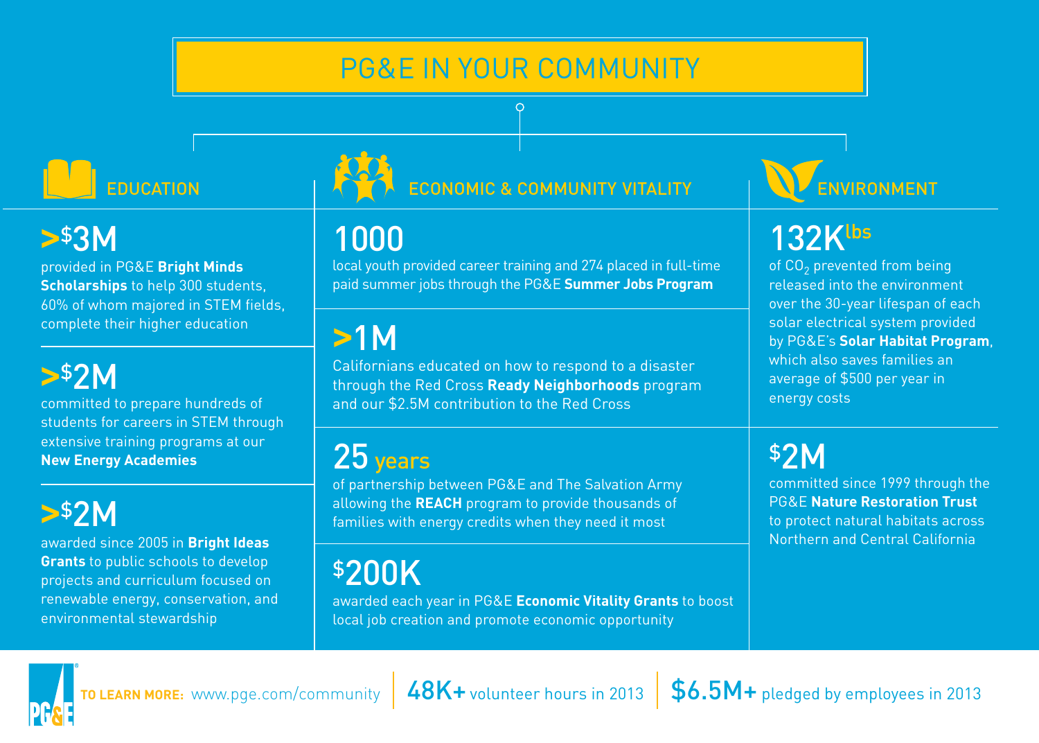# PG&E IN YOUR COMMUNITY

## EDUCATION

**>$3M**

provided in PG&E **Bright Minds Scholarships** to help 300 students, 60% of whom majored in STEM fields, complete their higher education

**>$2M**

committed to prepare hundreds of students for careers in STEM through extensive training programs at our **New Energy Academies**

**>$2M**

awarded since 2005 in **Bright Ideas Grants** to public schools to develop projects and curriculum focused on renewable energy, conservation, and environmental stewardship

## ECONOMIC & COMMUNITY VITALITY

**1000**

local youth provided career training and 274 placed in full-time paid summer jobs through the PG&E **Summer Jobs Program**

**>1M**

Californians educated on how to respond to a disaster through the Red Cross **Ready Neighborhoods** program and our $2.5M contribution to the Red Cross

**25 years**

of partnership between PG&E and The Salvation Army allowing the **REACH** program to provide thousands of families with energy credits when they need it most

**$200K**

awarded each year in PG&E **Economic Vitality Grants** to boost local job creation and promote economic opportunity

## ENVIRONMENT

**132K lbs**

of $CO_2$ prevented from being released into the environment over the 30-year lifespan of each solar electrical system provided by PG&E's **Solar Habitat Program**, which also saves families an average of $500 per year in energy costs

**$2M**

committed since 1999 through the PG&E **Nature Restoration Trust** to protect natural habitats across Northern and Central California

---

**TO LEARN MORE:** www.pge.com/community | **48K+** volunteer hours in 2013 | **$6.5M+** pledged by employees in 2013